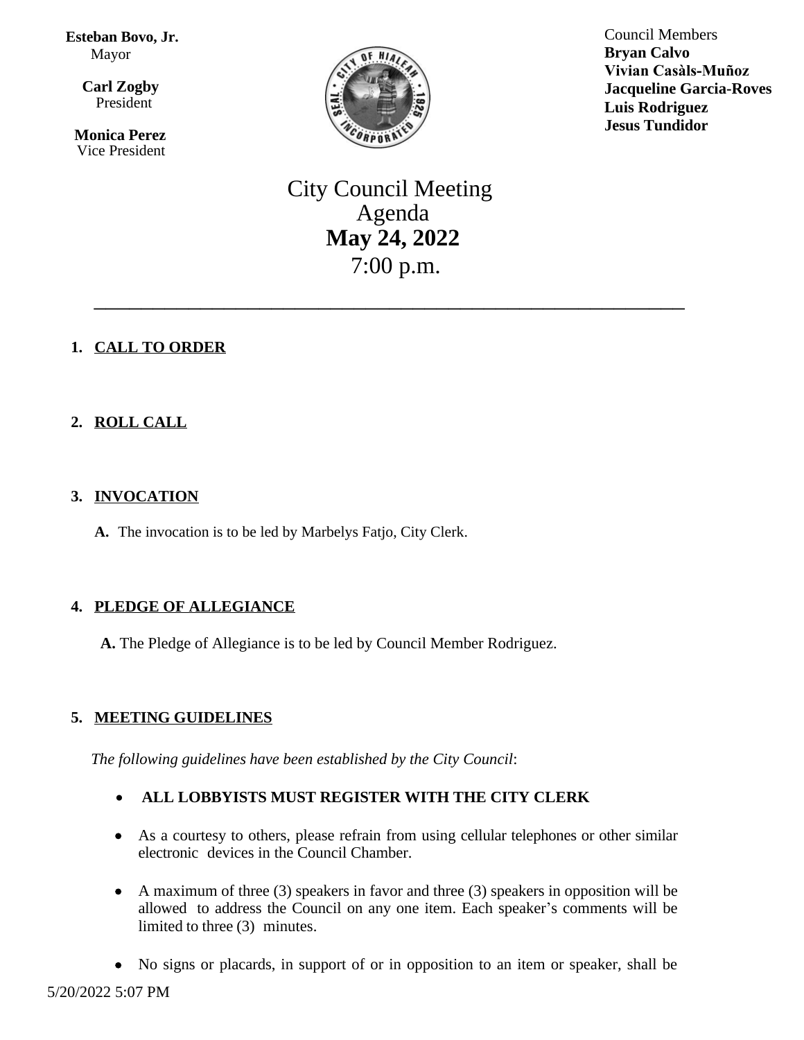**Esteban Bovo, Jr.**
Mayor

**Carl Zogby**
President

**Monica Perez**
Vice President

Council Members
**Bryan Calvo**
**Vivian Casàls-Muñoz**
**Jacqueline Garcia-Roves**
**Luis Rodriguez**
**Jesus Tundidor**

# City Council Meeting Agenda
## May 24, 2022
7:00 p.m.

---

**1. CALL TO ORDER**

**2. ROLL CALL**

**3. INVOCATION**

**A.** The invocation is to be led by Marbelys Fatjo, City Clerk.

**4. PLEDGE OF ALLEGIANCE**

**A.** The Pledge of Allegiance is to be led by Council Member Rodriguez.

**5. MEETING GUIDELINES**

*The following guidelines have been established by the City Council*:

- **ALL LOBBYISTS MUST REGISTER WITH THE CITY CLERK**
- As a courtesy to others, please refrain from using cellular telephones or other similar electronic devices in the Council Chamber.
- A maximum of three (3) speakers in favor and three (3) speakers in opposition will be allowed to address the Council on any one item. Each speaker's comments will be limited to three (3) minutes.
- No signs or placards, in support of or in opposition to an item or speaker, shall be

5/20/2022 5:07 PM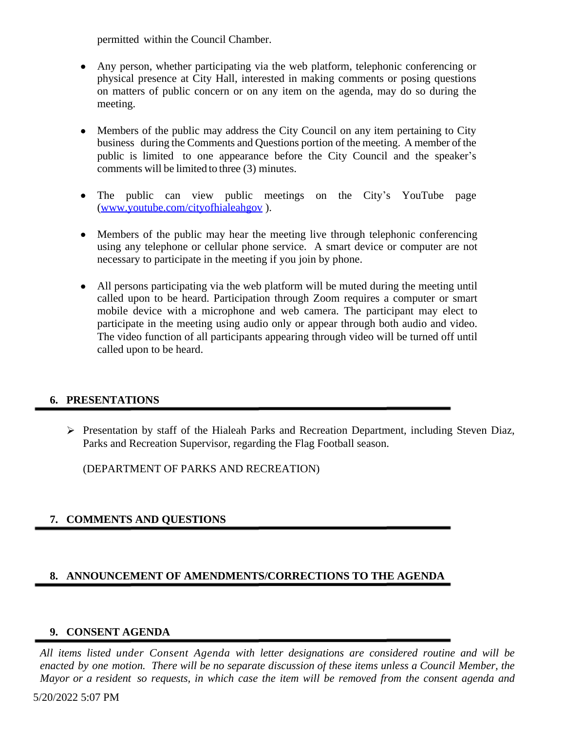permitted within the Council Chamber.

- Any person, whether participating via the web platform, telephonic conferencing or physical presence at City Hall, interested in making comments or posing questions on matters of public concern or on any item on the agenda, may do so during the meeting.

- Members of the public may address the City Council on any item pertaining to City business during the Comments and Questions portion of the meeting. A member of the public is limited to one appearance before the City Council and the speaker's comments will be limited to three (3) minutes.

- The public can view public meetings on the City's YouTube page (www.youtube.com/cityofhialeahgov ).

- Members of the public may hear the meeting live through telephonic conferencing using any telephone or cellular phone service. A smart device or computer are not necessary to participate in the meeting if you join by phone.

- All persons participating via the web platform will be muted during the meeting until called upon to be heard. Participation through Zoom requires a computer or smart mobile device with a microphone and web camera. The participant may elect to participate in the meeting using audio only or appear through both audio and video. The video function of all participants appearing through video will be turned off until called upon to be heard.

## 6. PRESENTATIONS

- Presentation by staff of the Hialeah Parks and Recreation Department, including Steven Diaz, Parks and Recreation Supervisor, regarding the Flag Football season.

  (DEPARTMENT OF PARKS AND RECREATION)

## 7. COMMENTS AND QUESTIONS

## 8. ANNOUNCEMENT OF AMENDMENTS/CORRECTIONS TO THE AGENDA

## 9. CONSENT AGENDA

*All items listed under Consent Agenda with letter designations are considered routine and will be enacted by one motion. There will be no separate discussion of these items unless a Council Member, the Mayor or a resident so requests, in which case the item will be removed from the consent agenda and*

5/20/2022 5:07 PM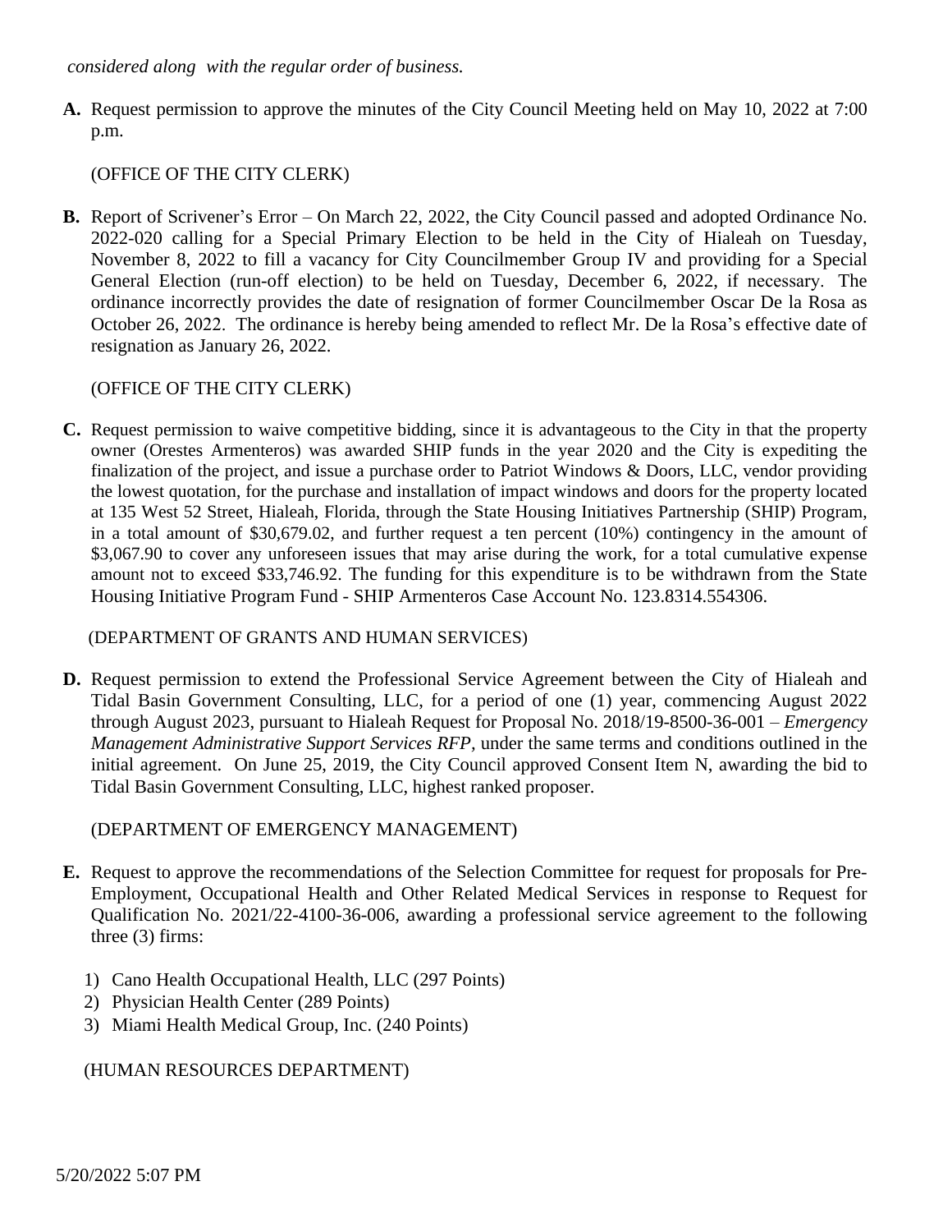*considered along with the regular order of business.*

**A.** Request permission to approve the minutes of the City Council Meeting held on May 10, 2022 at 7:00 p.m.

(OFFICE OF THE CITY CLERK)

**B.** Report of Scrivener's Error – On March 22, 2022, the City Council passed and adopted Ordinance No. 2022-020 calling for a Special Primary Election to be held in the City of Hialeah on Tuesday, November 8, 2022 to fill a vacancy for City Councilmember Group IV and providing for a Special General Election (run-off election) to be held on Tuesday, December 6, 2022, if necessary. The ordinance incorrectly provides the date of resignation of former Councilmember Oscar De la Rosa as October 26, 2022. The ordinance is hereby being amended to reflect Mr. De la Rosa's effective date of resignation as January 26, 2022.

(OFFICE OF THE CITY CLERK)

**C.** Request permission to waive competitive bidding, since it is advantageous to the City in that the property owner (Orestes Armenteros) was awarded SHIP funds in the year 2020 and the City is expediting the finalization of the project, and issue a purchase order to Patriot Windows & Doors, LLC, vendor providing the lowest quotation, for the purchase and installation of impact windows and doors for the property located at 135 West 52 Street, Hialeah, Florida, through the State Housing Initiatives Partnership (SHIP) Program, in a total amount of $30,679.02, and further request a ten percent (10%) contingency in the amount of $3,067.90 to cover any unforeseen issues that may arise during the work, for a total cumulative expense amount not to exceed $33,746.92. The funding for this expenditure is to be withdrawn from the State Housing Initiative Program Fund - SHIP Armenteros Case Account No. 123.8314.554306.

(DEPARTMENT OF GRANTS AND HUMAN SERVICES)

**D.** Request permission to extend the Professional Service Agreement between the City of Hialeah and Tidal Basin Government Consulting, LLC, for a period of one (1) year, commencing August 2022 through August 2023, pursuant to Hialeah Request for Proposal No. 2018/19-8500-36-001 – *Emergency Management Administrative Support Services RFP*, under the same terms and conditions outlined in the initial agreement. On June 25, 2019, the City Council approved Consent Item N, awarding the bid to Tidal Basin Government Consulting, LLC, highest ranked proposer.

(DEPARTMENT OF EMERGENCY MANAGEMENT)

**E.** Request to approve the recommendations of the Selection Committee for request for proposals for Pre-Employment, Occupational Health and Other Related Medical Services in response to Request for Qualification No. 2021/22-4100-36-006, awarding a professional service agreement to the following three (3) firms:

1) Cano Health Occupational Health, LLC (297 Points)
2) Physician Health Center (289 Points)
3) Miami Health Medical Group, Inc. (240 Points)

(HUMAN RESOURCES DEPARTMENT)

5/20/2022 5:07 PM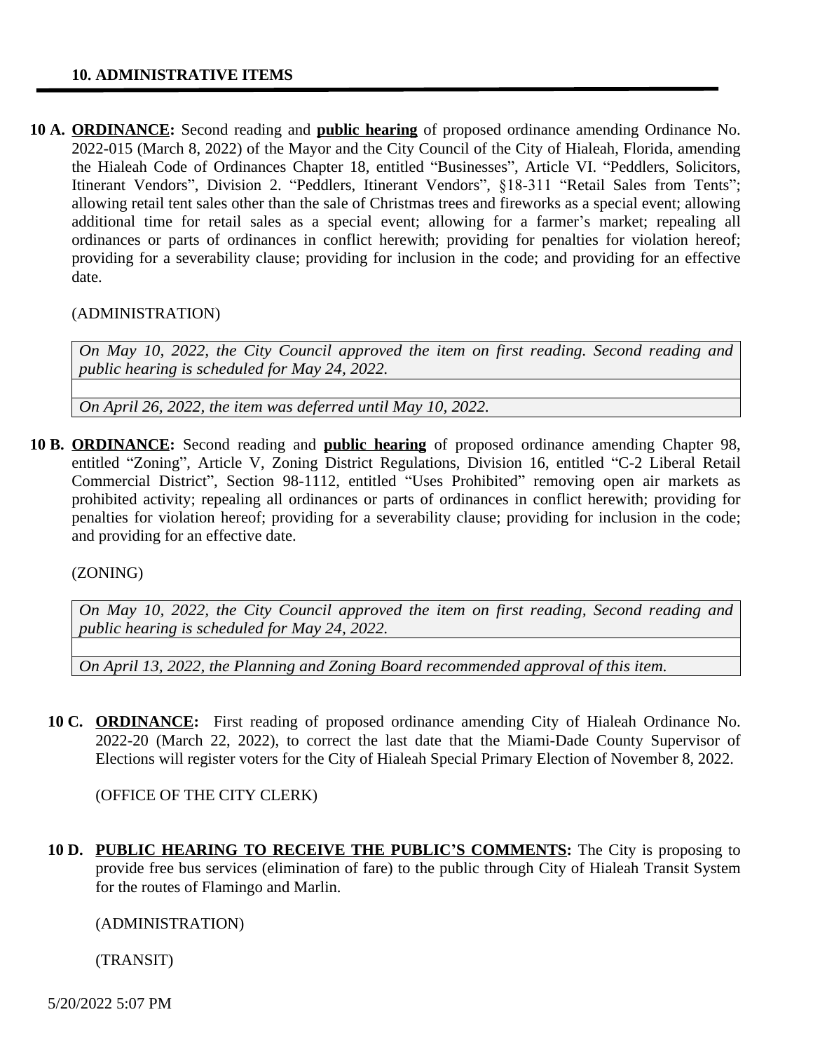## 10. ADMINISTRATIVE ITEMS

**10 A.** **ORDINANCE:** Second reading and **public hearing** of proposed ordinance amending Ordinance No. 2022-015 (March 8, 2022) of the Mayor and the City Council of the City of Hialeah, Florida, amending the Hialeah Code of Ordinances Chapter 18, entitled "Businesses", Article VI. "Peddlers, Solicitors, Itinerant Vendors", Division 2. "Peddlers, Itinerant Vendors", §18-311 "Retail Sales from Tents"; allowing retail tent sales other than the sale of Christmas trees and fireworks as a special event; allowing additional time for retail sales as a special event; allowing for a farmer's market; repealing all ordinances or parts of ordinances in conflict herewith; providing for penalties for violation hereof; providing for a severability clause; providing for inclusion in the code; and providing for an effective date.

(ADMINISTRATION)

| *On May 10, 2022, the City Council approved the item on first reading. Second reading and public hearing is scheduled for May 24, 2022.* |
|---|
| |
| *On April 26, 2022, the item was deferred until May 10, 2022.* |

**10 B.** **ORDINANCE:** Second reading and **public hearing** of proposed ordinance amending Chapter 98, entitled "Zoning", Article V, Zoning District Regulations, Division 16, entitled "C-2 Liberal Retail Commercial District", Section 98-1112, entitled "Uses Prohibited" removing open air markets as prohibited activity; repealing all ordinances or parts of ordinances in conflict herewith; providing for penalties for violation hereof; providing for a severability clause; providing for inclusion in the code; and providing for an effective date.

(ZONING)

| *On May 10, 2022, the City Council approved the item on first reading, Second reading and public hearing is scheduled for May 24, 2022.* |
|---|
| |
| *On April 13, 2022, the Planning and Zoning Board recommended approval of this item.* |

**10 C.** **ORDINANCE:** First reading of proposed ordinance amending City of Hialeah Ordinance No. 2022-20 (March 22, 2022), to correct the last date that the Miami-Dade County Supervisor of Elections will register voters for the City of Hialeah Special Primary Election of November 8, 2022.

(OFFICE OF THE CITY CLERK)

**10 D.** **PUBLIC HEARING TO RECEIVE THE PUBLIC'S COMMENTS:** The City is proposing to provide free bus services (elimination of fare) to the public through City of Hialeah Transit System for the routes of Flamingo and Marlin.

(ADMINISTRATION)

(TRANSIT)

5/20/2022 5:07 PM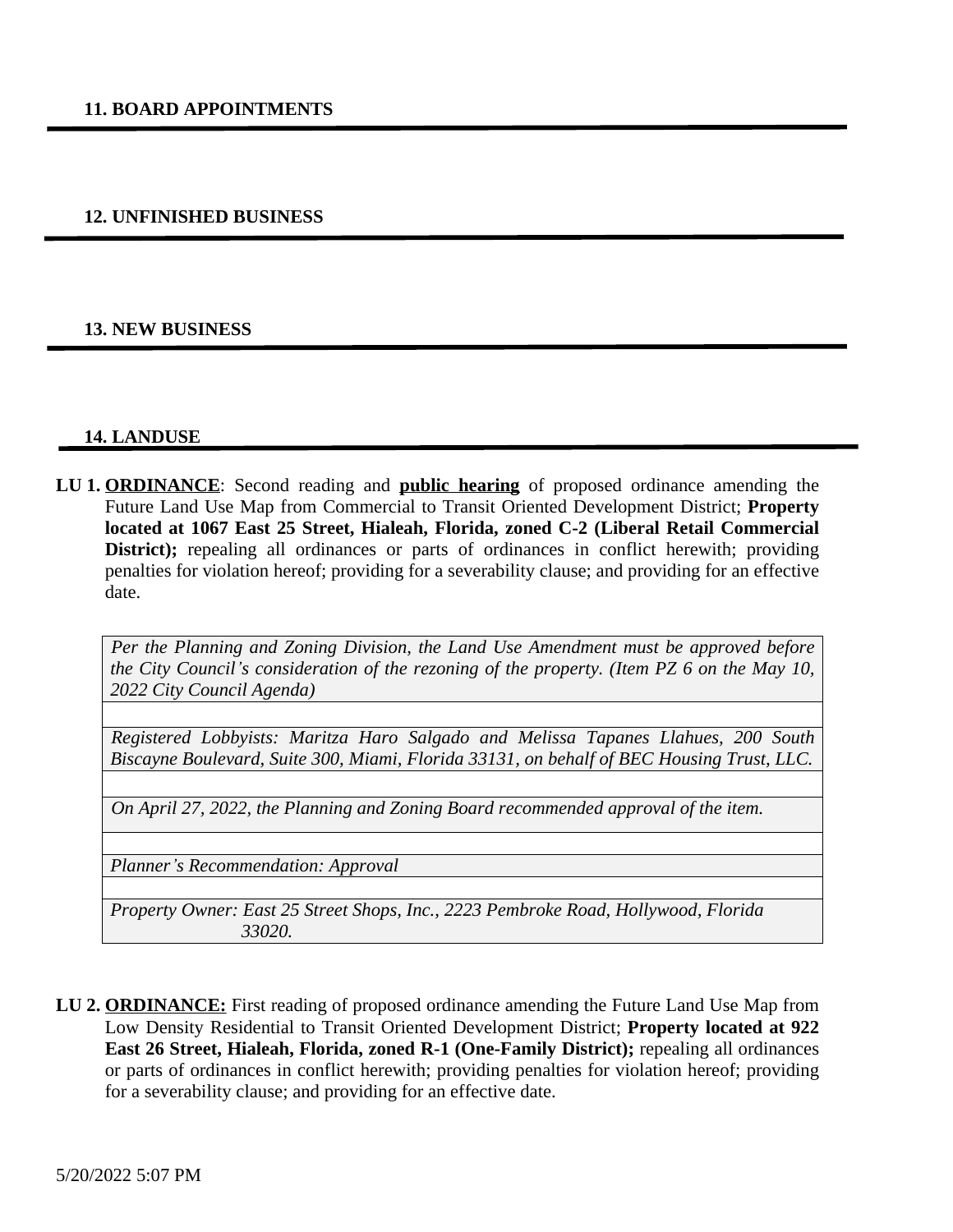## 11. BOARD APPOINTMENTS

## 12. UNFINISHED BUSINESS

## 13. NEW BUSINESS

## 14. LANDUSE

**LU 1.** **ORDINANCE**: Second reading and **public hearing** of proposed ordinance amending the Future Land Use Map from Commercial to Transit Oriented Development District; **Property located at 1067 East 25 Street, Hialeah, Florida, zoned C-2 (Liberal Retail Commercial District);** repealing all ordinances or parts of ordinances in conflict herewith; providing penalties for violation hereof; providing for a severability clause; and providing for an effective date.

| |
|---|
| *Per the Planning and Zoning Division, the Land Use Amendment must be approved before the City Council's consideration of the rezoning of the property. (Item PZ 6 on the May 10, 2022 City Council Agenda)* |
| |
| *Registered Lobbyists: Maritza Haro Salgado and Melissa Tapanes Llahues, 200 South Biscayne Boulevard, Suite 300, Miami, Florida 33131, on behalf of BEC Housing Trust, LLC.* |
| |
| *On April 27, 2022, the Planning and Zoning Board recommended approval of the item.* |
| |
| *Planner's Recommendation: Approval* |
| |
| *Property Owner: East 25 Street Shops, Inc., 2223 Pembroke Road, Hollywood, Florida 33020.* |

**LU 2.** **ORDINANCE:** First reading of proposed ordinance amending the Future Land Use Map from Low Density Residential to Transit Oriented Development District; **Property located at 922 East 26 Street, Hialeah, Florida, zoned R-1 (One-Family District);** repealing all ordinances or parts of ordinances in conflict herewith; providing penalties for violation hereof; providing for a severability clause; and providing for an effective date.

5/20/2022 5:07 PM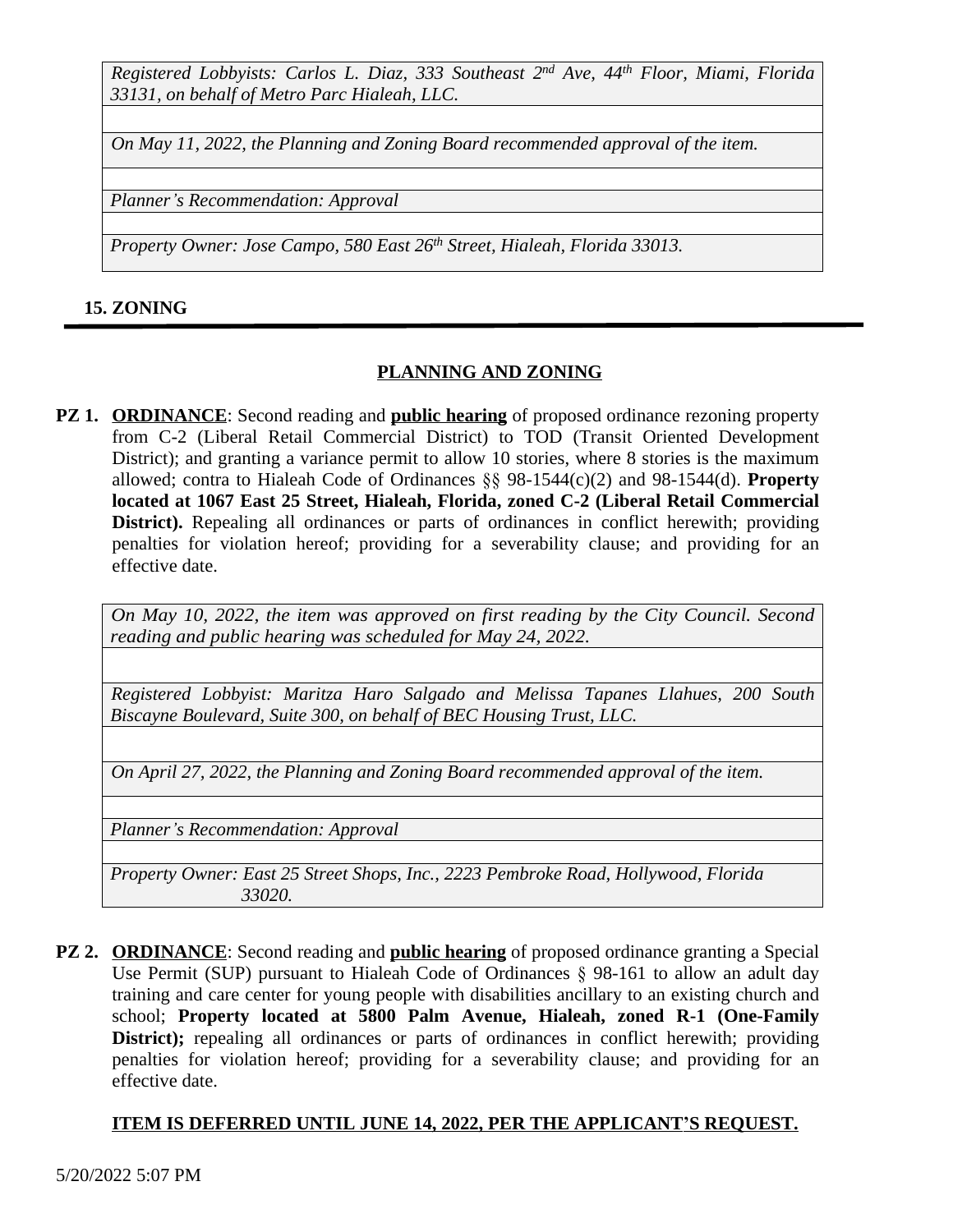*Registered Lobbyists: Carlos L. Diaz, 333 Southeast 2nd Ave, 44th Floor, Miami, Florida 33131, on behalf of Metro Parc Hialeah, LLC.*

*On May 11, 2022, the Planning and Zoning Board recommended approval of the item.*

*Planner's Recommendation: Approval*

*Property Owner: Jose Campo, 580 East 26th Street, Hialeah, Florida 33013.*

## 15. ZONING

### PLANNING AND ZONING

**PZ 1.** **ORDINANCE**: Second reading and **public hearing** of proposed ordinance rezoning property from C-2 (Liberal Retail Commercial District) to TOD (Transit Oriented Development District); and granting a variance permit to allow 10 stories, where 8 stories is the maximum allowed; contra to Hialeah Code of Ordinances §§ 98-1544(c)(2) and 98-1544(d). **Property located at 1067 East 25 Street, Hialeah, Florida, zoned C-2 (Liberal Retail Commercial District).** Repealing all ordinances or parts of ordinances in conflict herewith; providing penalties for violation hereof; providing for a severability clause; and providing for an effective date.

*On May 10, 2022, the item was approved on first reading by the City Council. Second reading and public hearing was scheduled for May 24, 2022.*

*Registered Lobbyist: Maritza Haro Salgado and Melissa Tapanes Llahues, 200 South Biscayne Boulevard, Suite 300, on behalf of BEC Housing Trust, LLC.*

*On April 27, 2022, the Planning and Zoning Board recommended approval of the item.*

*Planner's Recommendation: Approval*

*Property Owner: East 25 Street Shops, Inc., 2223 Pembroke Road, Hollywood, Florida 33020.*

**PZ 2.** **ORDINANCE**: Second reading and **public hearing** of proposed ordinance granting a Special Use Permit (SUP) pursuant to Hialeah Code of Ordinances § 98-161 to allow an adult day training and care center for young people with disabilities ancillary to an existing church and school; **Property located at 5800 Palm Avenue, Hialeah, zoned R-1 (One-Family District);** repealing all ordinances or parts of ordinances in conflict herewith; providing penalties for violation hereof; providing for a severability clause; and providing for an effective date.

**ITEM IS DEFERRED UNTIL JUNE 14, 2022, PER THE APPLICANT'S REQUEST.**

5/20/2022 5:07 PM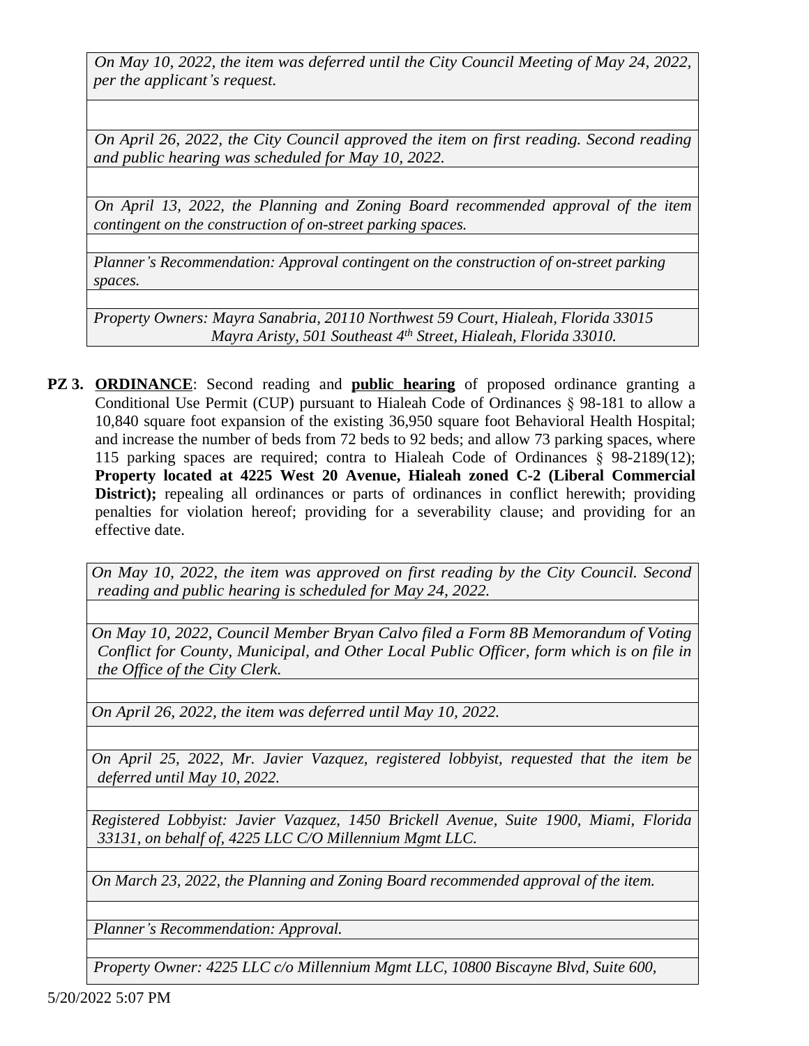*On May 10, 2022, the item was deferred until the City Council Meeting of May 24, 2022, per the applicant's request.*

*On April 26, 2022, the City Council approved the item on first reading. Second reading and public hearing was scheduled for May 10, 2022.*

*On April 13, 2022, the Planning and Zoning Board recommended approval of the item contingent on the construction of on-street parking spaces.*

*Planner's Recommendation: Approval contingent on the construction of on-street parking spaces.*

*Property Owners: Mayra Sanabria, 20110 Northwest 59 Court, Hialeah, Florida 33015*
*Mayra Aristy, 501 Southeast 4th Street, Hialeah, Florida 33010.*

**PZ 3.** **ORDINANCE**: Second reading and **public hearing** of proposed ordinance granting a Conditional Use Permit (CUP) pursuant to Hialeah Code of Ordinances § 98-181 to allow a 10,840 square foot expansion of the existing 36,950 square foot Behavioral Health Hospital; and increase the number of beds from 72 beds to 92 beds; and allow 73 parking spaces, where 115 parking spaces are required; contra to Hialeah Code of Ordinances § 98-2189(12); **Property located at 4225 West 20 Avenue, Hialeah zoned C-2 (Liberal Commercial District);** repealing all ordinances or parts of ordinances in conflict herewith; providing penalties for violation hereof; providing for a severability clause; and providing for an effective date.

*On May 10, 2022, the item was approved on first reading by the City Council. Second reading and public hearing is scheduled for May 24, 2022.*

*On May 10, 2022, Council Member Bryan Calvo filed a Form 8B Memorandum of Voting Conflict for County, Municipal, and Other Local Public Officer, form which is on file in the Office of the City Clerk.*

*On April 26, 2022, the item was deferred until May 10, 2022.*

*On April 25, 2022, Mr. Javier Vazquez, registered lobbyist, requested that the item be deferred until May 10, 2022.*

*Registered Lobbyist: Javier Vazquez, 1450 Brickell Avenue, Suite 1900, Miami, Florida 33131, on behalf of, 4225 LLC C/O Millennium Mgmt LLC.*

*On March 23, 2022, the Planning and Zoning Board recommended approval of the item.*

*Planner's Recommendation: Approval.*

*Property Owner: 4225 LLC c/o Millennium Mgmt LLC, 10800 Biscayne Blvd, Suite 600,*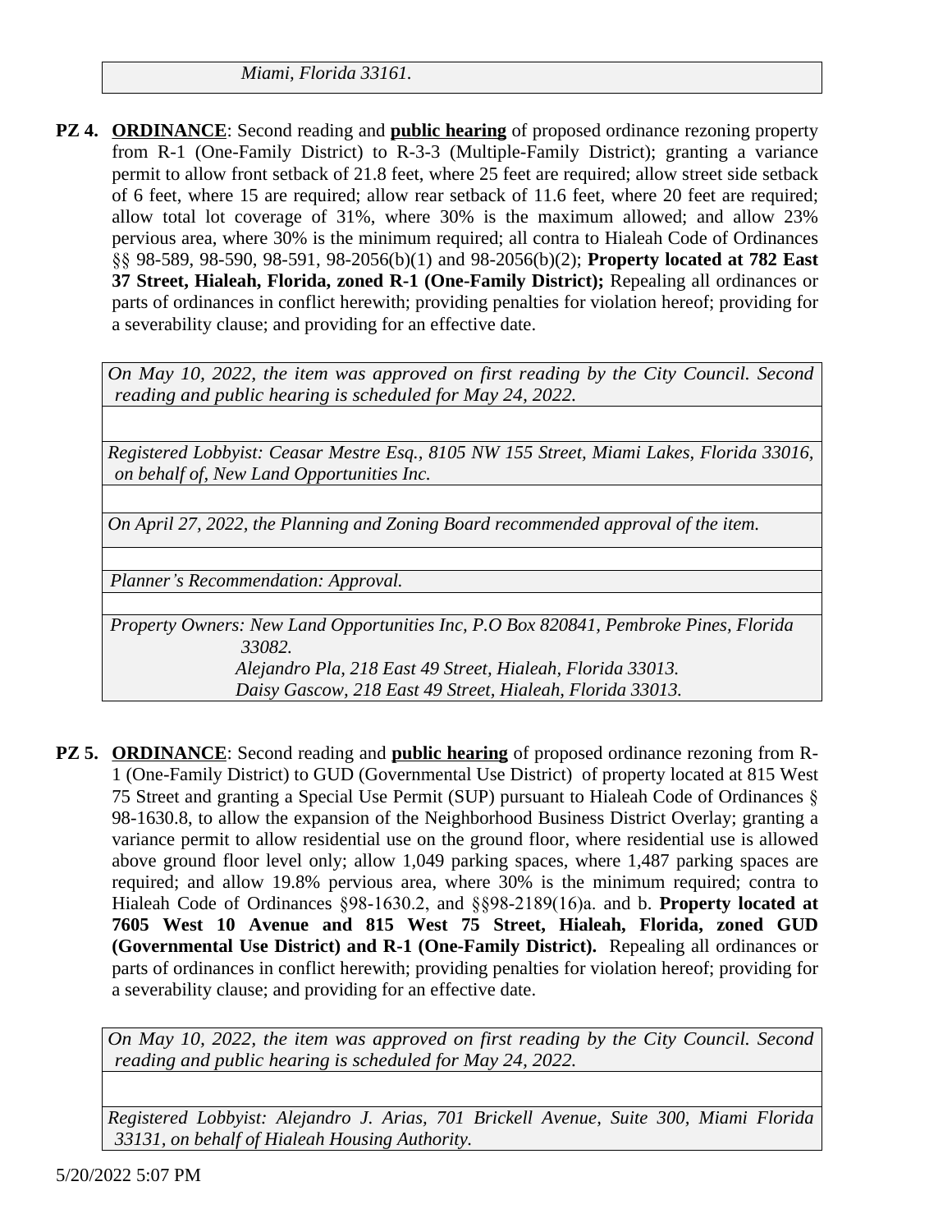*Miami, Florida 33161.*

**PZ 4. <u>ORDINANCE</u>**: Second reading and **<u>public hearing</u>** of proposed ordinance rezoning property from R-1 (One-Family District) to R-3-3 (Multiple-Family District); granting a variance permit to allow front setback of 21.8 feet, where 25 feet are required; allow street side setback of 6 feet, where 15 are required; allow rear setback of 11.6 feet, where 20 feet are required; allow total lot coverage of 31%, where 30% is the maximum allowed; and allow 23% pervious area, where 30% is the minimum required; all contra to Hialeah Code of Ordinances §§ 98-589, 98-590, 98-591, 98-2056(b)(1) and 98-2056(b)(2); **Property located at 782 East 37 Street, Hialeah, Florida, zoned R-1 (One-Family District);** Repealing all ordinances or parts of ordinances in conflict herewith; providing penalties for violation hereof; providing for a severability clause; and providing for an effective date.

*On May 10, 2022, the item was approved on first reading by the City Council. Second reading and public hearing is scheduled for May 24, 2022.*

*Registered Lobbyist: Ceasar Mestre Esq., 8105 NW 155 Street, Miami Lakes, Florida 33016, on behalf of, New Land Opportunities Inc.*

*On April 27, 2022, the Planning and Zoning Board recommended approval of the item.*

*Planner's Recommendation: Approval.*

*Property Owners: New Land Opportunities Inc, P.O Box 820841, Pembroke Pines, Florida 33082.*
*Alejandro Pla, 218 East 49 Street, Hialeah, Florida 33013.*
*Daisy Gascow, 218 East 49 Street, Hialeah, Florida 33013.*

**PZ 5. <u>ORDINANCE</u>**: Second reading and **<u>public hearing</u>** of proposed ordinance rezoning from R-1 (One-Family District) to GUD (Governmental Use District) of property located at 815 West 75 Street and granting a Special Use Permit (SUP) pursuant to Hialeah Code of Ordinances § 98-1630.8, to allow the expansion of the Neighborhood Business District Overlay; granting a variance permit to allow residential use on the ground floor, where residential use is allowed above ground floor level only; allow 1,049 parking spaces, where 1,487 parking spaces are required; and allow 19.8% pervious area, where 30% is the minimum required; contra to Hialeah Code of Ordinances §98-1630.2, and §§98-2189(16)a. and b. **Property located at 7605 West 10 Avenue and 815 West 75 Street, Hialeah, Florida, zoned GUD (Governmental Use District) and R-1 (One-Family District).** Repealing all ordinances or parts of ordinances in conflict herewith; providing penalties for violation hereof; providing for a severability clause; and providing for an effective date.

*On May 10, 2022, the item was approved on first reading by the City Council. Second reading and public hearing is scheduled for May 24, 2022.*

*Registered Lobbyist: Alejandro J. Arias, 701 Brickell Avenue, Suite 300, Miami Florida 33131, on behalf of Hialeah Housing Authority.*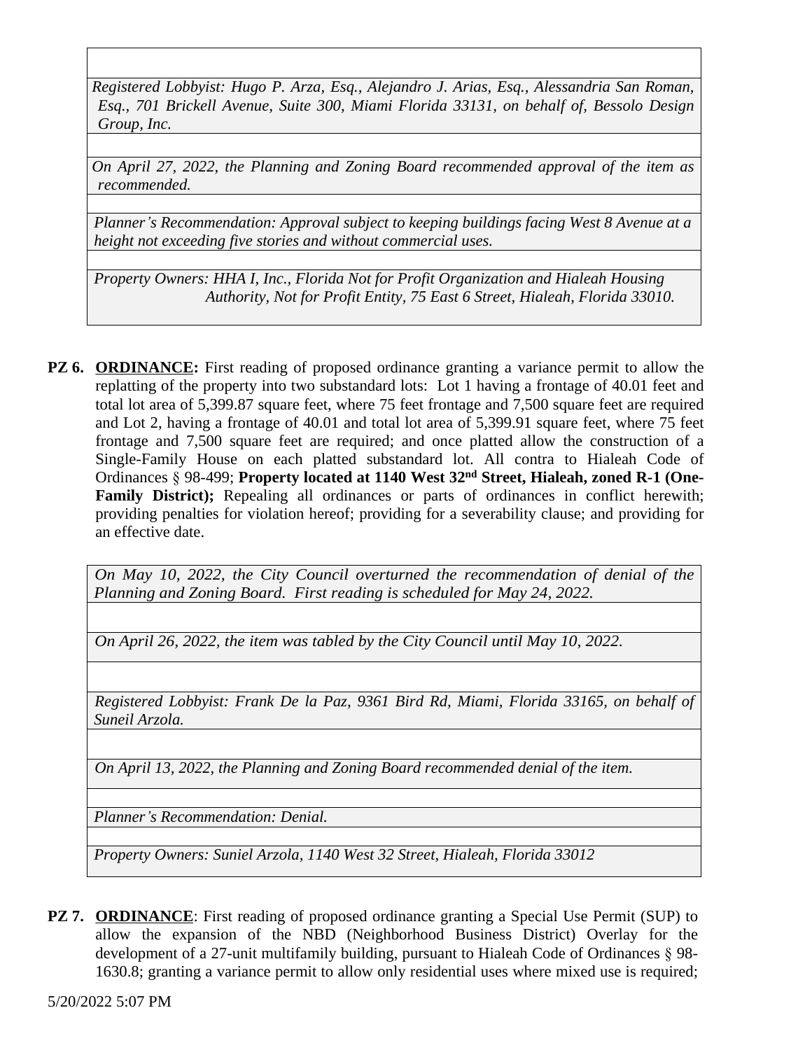*Registered Lobbyist: Hugo P. Arza, Esq., Alejandro J. Arias, Esq., Alessandria San Roman, Esq., 701 Brickell Avenue, Suite 300, Miami Florida 33131, on behalf of, Bessolo Design Group, Inc.*

*On April 27, 2022, the Planning and Zoning Board recommended approval of the item as recommended.*

*Planner's Recommendation: Approval subject to keeping buildings facing West 8 Avenue at a height not exceeding five stories and without commercial uses.*

*Property Owners: HHA I, Inc., Florida Not for Profit Organization and Hialeah Housing Authority, Not for Profit Entity, 75 East 6 Street, Hialeah, Florida 33010.*

**PZ 6. ORDINANCE:** First reading of proposed ordinance granting a variance permit to allow the replatting of the property into two substandard lots: Lot 1 having a frontage of 40.01 feet and total lot area of 5,399.87 square feet, where 75 feet frontage and 7,500 square feet are required and Lot 2, having a frontage of 40.01 and total lot area of 5,399.91 square feet, where 75 feet frontage and 7,500 square feet are required; and once platted allow the construction of a Single-Family House on each platted substandard lot. All contra to Hialeah Code of Ordinances § 98-499; **Property located at 1140 West 32nd Street, Hialeah, zoned R-1 (One-Family District);** Repealing all ordinances or parts of ordinances in conflict herewith; providing penalties for violation hereof; providing for a severability clause; and providing for an effective date.

*On May 10, 2022, the City Council overturned the recommendation of denial of the Planning and Zoning Board. First reading is scheduled for May 24, 2022.*

*On April 26, 2022, the item was tabled by the City Council until May 10, 2022.*

*Registered Lobbyist: Frank De la Paz, 9361 Bird Rd, Miami, Florida 33165, on behalf of Suneil Arzola.*

*On April 13, 2022, the Planning and Zoning Board recommended denial of the item.*

*Planner's Recommendation: Denial.*

*Property Owners: Suniel Arzola, 1140 West 32 Street, Hialeah, Florida 33012*

**PZ 7. ORDINANCE**: First reading of proposed ordinance granting a Special Use Permit (SUP) to allow the expansion of the NBD (Neighborhood Business District) Overlay for the development of a 27-unit multifamily building, pursuant to Hialeah Code of Ordinances § 98-1630.8; granting a variance permit to allow only residential uses where mixed use is required;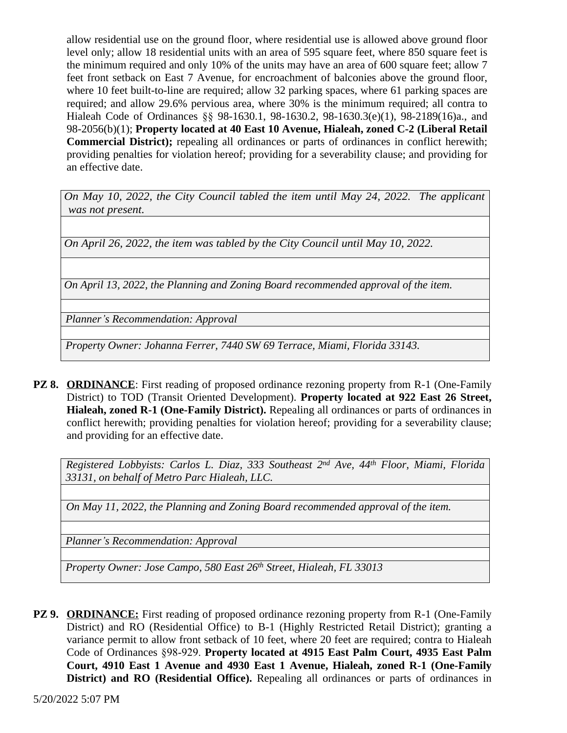allow residential use on the ground floor, where residential use is allowed above ground floor level only; allow 18 residential units with an area of 595 square feet, where 850 square feet is the minimum required and only 10% of the units may have an area of 600 square feet; allow 7 feet front setback on East 7 Avenue, for encroachment of balconies above the ground floor, where 10 feet built-to-line are required; allow 32 parking spaces, where 61 parking spaces are required; and allow 29.6% pervious area, where 30% is the minimum required; all contra to Hialeah Code of Ordinances §§ 98-1630.1, 98-1630.2, 98-1630.3(e)(1), 98-2189(16)a., and 98-2056(b)(1); **Property located at 40 East 10 Avenue, Hialeah, zoned C-2 (Liberal Retail Commercial District);** repealing all ordinances or parts of ordinances in conflict herewith; providing penalties for violation hereof; providing for a severability clause; and providing for an effective date.

*On May 10, 2022, the City Council tabled the item until May 24, 2022. The applicant was not present.*

*On April 26, 2022, the item was tabled by the City Council until May 10, 2022.*

*On April 13, 2022, the Planning and Zoning Board recommended approval of the item.*

*Planner's Recommendation: Approval*

*Property Owner: Johanna Ferrer, 7440 SW 69 Terrace, Miami, Florida 33143.*

**PZ 8.** **ORDINANCE**: First reading of proposed ordinance rezoning property from R-1 (One-Family District) to TOD (Transit Oriented Development). **Property located at 922 East 26 Street, Hialeah, zoned R-1 (One-Family District).** Repealing all ordinances or parts of ordinances in conflict herewith; providing penalties for violation hereof; providing for a severability clause; and providing for an effective date.

*Registered Lobbyists: Carlos L. Diaz, 333 Southeast 2nd Ave, 44th Floor, Miami, Florida 33131, on behalf of Metro Parc Hialeah, LLC.*

*On May 11, 2022, the Planning and Zoning Board recommended approval of the item.*

*Planner's Recommendation: Approval*

*Property Owner: Jose Campo, 580 East 26th Street, Hialeah, FL 33013*

**PZ 9.** **ORDINANCE:** First reading of proposed ordinance rezoning property from R-1 (One-Family District) and RO (Residential Office) to B-1 (Highly Restricted Retail District); granting a variance permit to allow front setback of 10 feet, where 20 feet are required; contra to Hialeah Code of Ordinances §98-929. **Property located at 4915 East Palm Court, 4935 East Palm Court, 4910 East 1 Avenue and 4930 East 1 Avenue, Hialeah, zoned R-1 (One-Family District) and RO (Residential Office).** Repealing all ordinances or parts of ordinances in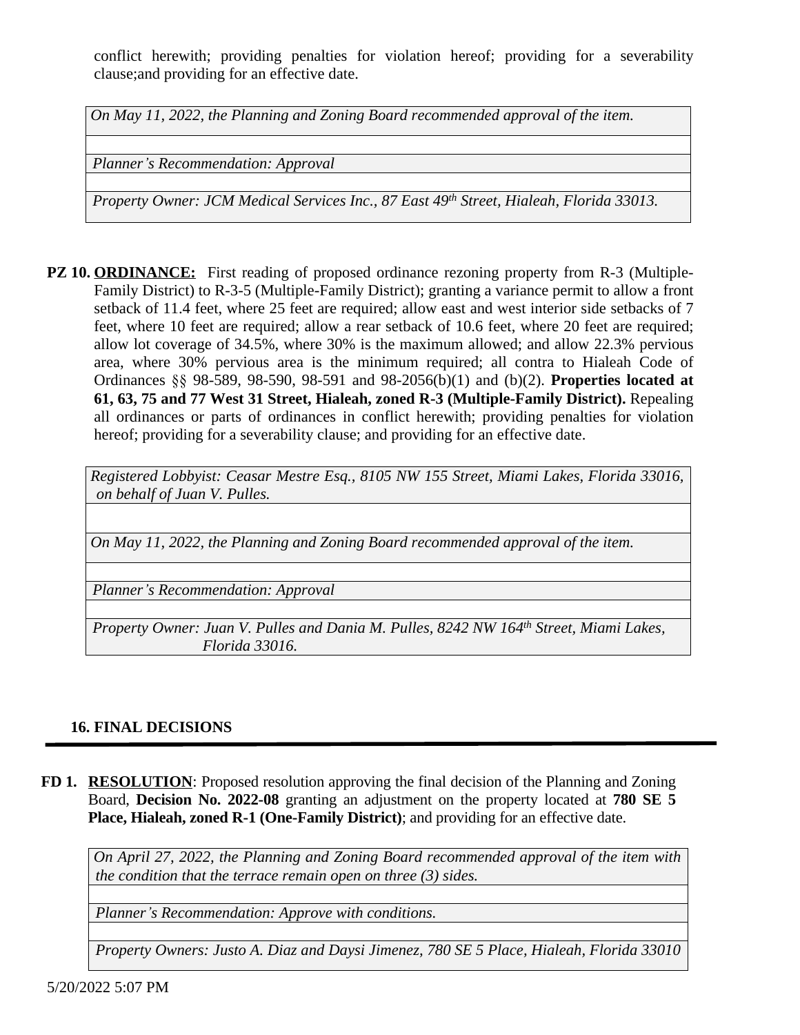conflict herewith; providing penalties for violation hereof; providing for a severability clause;and providing for an effective date.

| *On May 11, 2022, the Planning and Zoning Board recommended approval of the item.* |
|---|
| |
| *Planner's Recommendation: Approval* |
| |
| *Property Owner: JCM Medical Services Inc., 87 East 49th Street, Hialeah, Florida 33013.* |

**PZ 10.** **ORDINANCE:** First reading of proposed ordinance rezoning property from R-3 (Multiple-Family District) to R-3-5 (Multiple-Family District); granting a variance permit to allow a front setback of 11.4 feet, where 25 feet are required; allow east and west interior side setbacks of 7 feet, where 10 feet are required; allow a rear setback of 10.6 feet, where 20 feet are required; allow lot coverage of 34.5%, where 30% is the maximum allowed; and allow 22.3% pervious area, where 30% pervious area is the minimum required; all contra to Hialeah Code of Ordinances §§ 98-589, 98-590, 98-591 and 98-2056(b)(1) and (b)(2). **Properties located at 61, 63, 75 and 77 West 31 Street, Hialeah, zoned R-3 (Multiple-Family District).** Repealing all ordinances or parts of ordinances in conflict herewith; providing penalties for violation hereof; providing for a severability clause; and providing for an effective date.

| *Registered Lobbyist: Ceasar Mestre Esq., 8105 NW 155 Street, Miami Lakes, Florida 33016, on behalf of Juan V. Pulles.* |
|---|
| |
| *On May 11, 2022, the Planning and Zoning Board recommended approval of the item.* |
| |
| *Planner's Recommendation: Approval* |
| |
| *Property Owner: Juan V. Pulles and Dania M. Pulles, 8242 NW 164th Street, Miami Lakes, Florida 33016.* |

## 16. FINAL DECISIONS

**FD 1.** **RESOLUTION**: Proposed resolution approving the final decision of the Planning and Zoning Board, **Decision No. 2022-08** granting an adjustment on the property located at **780 SE 5 Place, Hialeah, zoned R-1 (One-Family District)**; and providing for an effective date.

| *On April 27, 2022, the Planning and Zoning Board recommended approval of the item with the condition that the terrace remain open on three (3) sides.* |
|---|
| |
| *Planner's Recommendation: Approve with conditions.* |
| |
| *Property Owners: Justo A. Diaz and Daysi Jimenez, 780 SE 5 Place, Hialeah, Florida 33010* |

5/20/2022 5:07 PM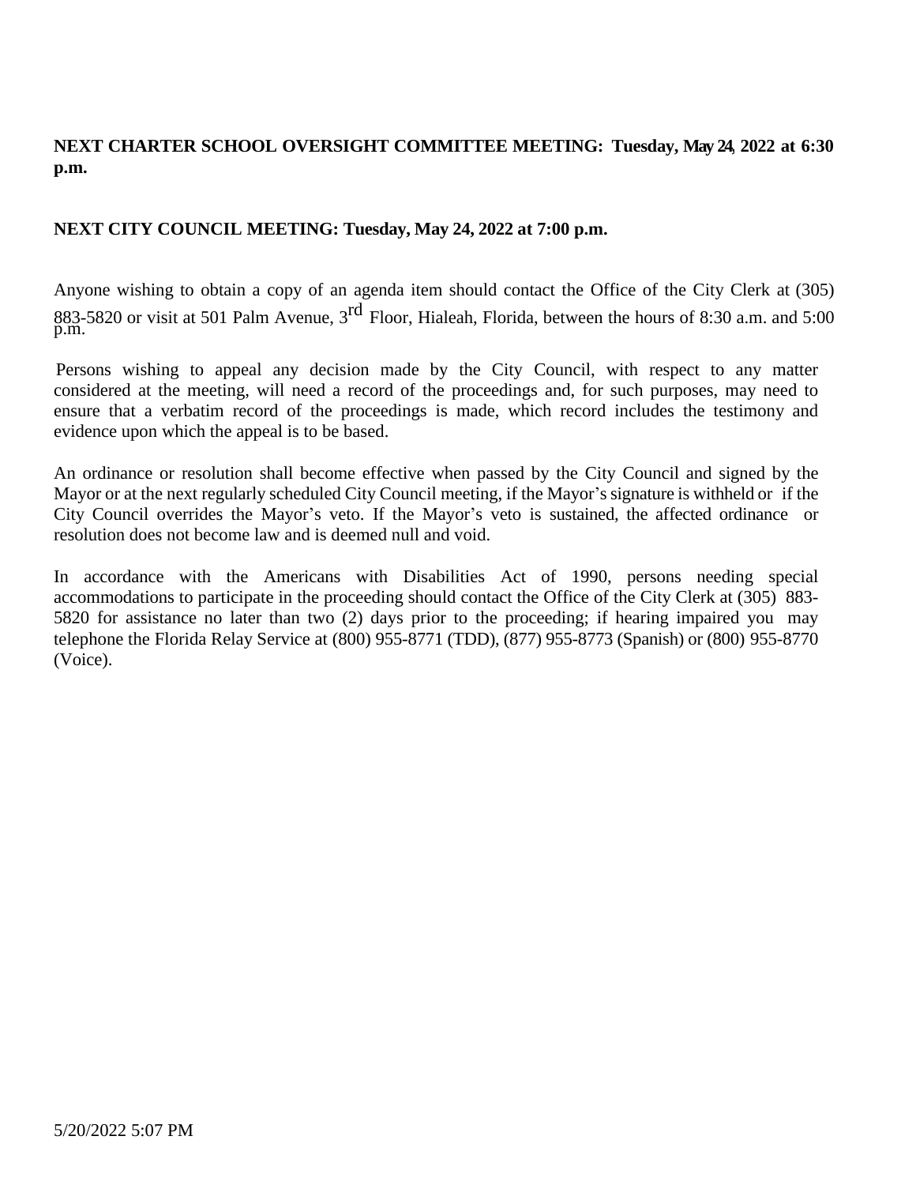**NEXT CHARTER SCHOOL OVERSIGHT COMMITTEE MEETING: Tuesday, May 24, 2022 at 6:30 p.m.**

**NEXT CITY COUNCIL MEETING: Tuesday, May 24, 2022 at 7:00 p.m.**

Anyone wishing to obtain a copy of an agenda item should contact the Office of the City Clerk at (305) 883-5820 or visit at 501 Palm Avenue, 3rd Floor, Hialeah, Florida, between the hours of 8:30 a.m. and 5:00 p.m.

Persons wishing to appeal any decision made by the City Council, with respect to any matter considered at the meeting, will need a record of the proceedings and, for such purposes, may need to ensure that a verbatim record of the proceedings is made, which record includes the testimony and evidence upon which the appeal is to be based.

An ordinance or resolution shall become effective when passed by the City Council and signed by the Mayor or at the next regularly scheduled City Council meeting, if the Mayor's signature is withheld or if the City Council overrides the Mayor's veto. If the Mayor's veto is sustained, the affected ordinance or resolution does not become law and is deemed null and void.

In accordance with the Americans with Disabilities Act of 1990, persons needing special accommodations to participate in the proceeding should contact the Office of the City Clerk at (305) 883-5820 for assistance no later than two (2) days prior to the proceeding; if hearing impaired you may telephone the Florida Relay Service at (800) 955-8771 (TDD), (877) 955-8773 (Spanish) or (800) 955-8770 (Voice).

5/20/2022 5:07 PM